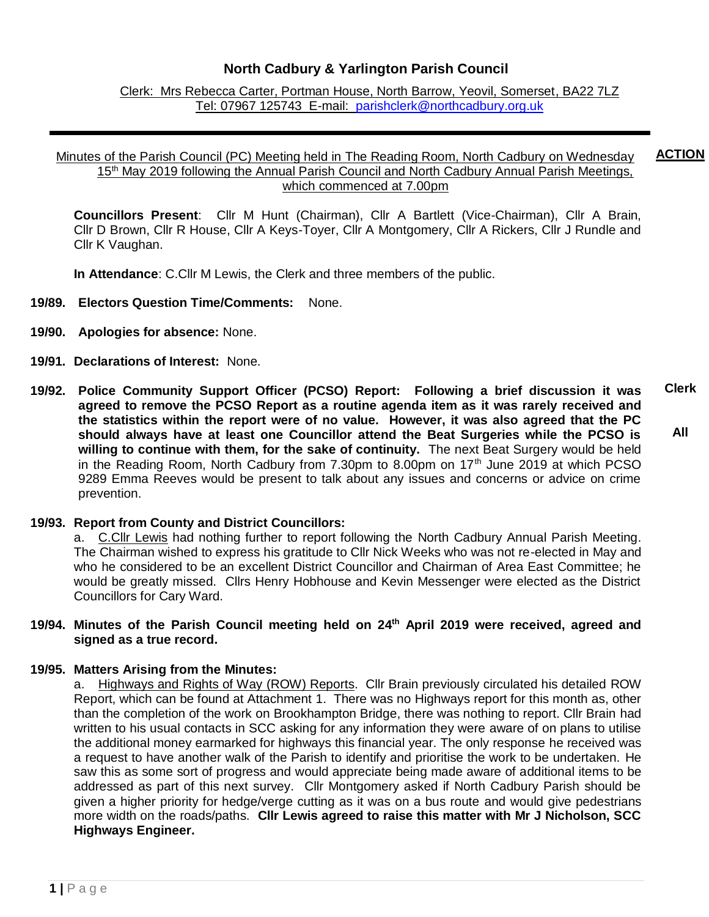# North Cadbury & Yarlington Parish Council

Clerk: Mrs Rebecca Carter, Portman House, North Barrow, Yeovil, Somerset, BA22 7LZ
Tel: 07967 125743 E-mail: parishclerk@northcadbury.org.uk

---

Minutes of the Parish Council (PC) Meeting held in The Reading Room, North Cadbury on Wednesday 15th May 2019 following the Annual Parish Council and North Cadbury Annual Parish Meetings, which commenced at 7.00pm

**ACTION**

**Councillors Present**: Cllr M Hunt (Chairman), Cllr A Bartlett (Vice-Chairman), Cllr A Brain, Cllr D Brown, Cllr R House, Cllr A Keys-Toyer, Cllr A Montgomery, Cllr A Rickers, Cllr J Rundle and Cllr K Vaughan.

**In Attendance**: C.Cllr M Lewis, the Clerk and three members of the public.

**19/89. Electors Question Time/Comments:** None.

**19/90. Apologies for absence:** None.

**19/91. Declarations of Interest:** None.

**19/92. Police Community Support Officer (PCSO) Report: Following a brief discussion it was agreed to remove the PCSO Report as a routine agenda item as it was rarely received and the statistics within the report were of no value. However, it was also agreed that the PC should always have at least one Councillor attend the Beat Surgeries while the PCSO is willing to continue with them, for the sake of continuity.** The next Beat Surgery would be held in the Reading Room, North Cadbury from 7.30pm to 8.00pm on 17th June 2019 at which PCSO 9289 Emma Reeves would be present to talk about any issues and concerns or advice on crime prevention. **Clerk** **All**

**19/93. Report from County and District Councillors:**

a. C.Cllr Lewis had nothing further to report following the North Cadbury Annual Parish Meeting. The Chairman wished to express his gratitude to Cllr Nick Weeks who was not re-elected in May and who he considered to be an excellent District Councillor and Chairman of Area East Committee; he would be greatly missed. Cllrs Henry Hobhouse and Kevin Messenger were elected as the District Councillors for Cary Ward.

**19/94. Minutes of the Parish Council meeting held on 24th April 2019 were received, agreed and signed as a true record.**

**19/95. Matters Arising from the Minutes:**

a. Highways and Rights of Way (ROW) Reports. Cllr Brain previously circulated his detailed ROW Report, which can be found at Attachment 1. There was no Highways report for this month as, other than the completion of the work on Brookhampton Bridge, there was nothing to report. Cllr Brain had written to his usual contacts in SCC asking for any information they were aware of on plans to utilise the additional money earmarked for highways this financial year. The only response he received was a request to have another walk of the Parish to identify and prioritise the work to be undertaken. He saw this as some sort of progress and would appreciate being made aware of additional items to be addressed as part of this next survey. Cllr Montgomery asked if North Cadbury Parish should be given a higher priority for hedge/verge cutting as it was on a bus route and would give pedestrians more width on the roads/paths. **Cllr Lewis agreed to raise this matter with Mr J Nicholson, SCC Highways Engineer.**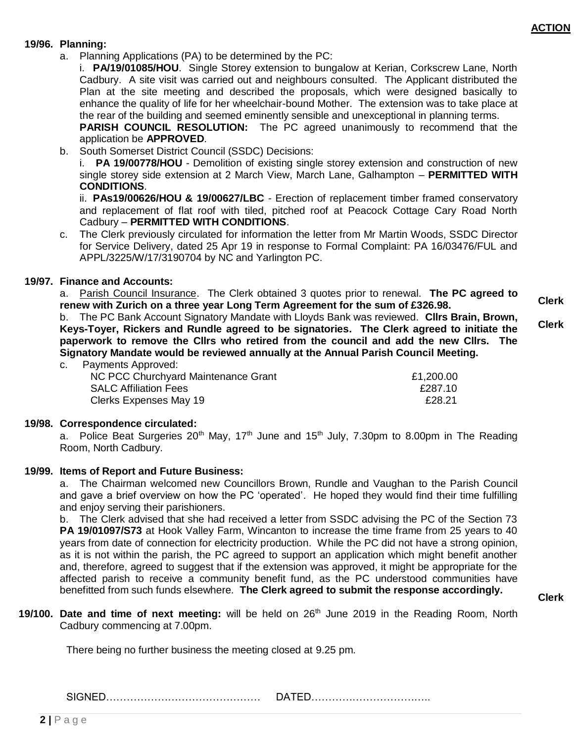**ACTION**

**19/96. Planning:**

a. Planning Applications (PA) to be determined by the PC:

i. **PA/19/01085/HOU**. Single Storey extension to bungalow at Kerian, Corkscrew Lane, North Cadbury. A site visit was carried out and neighbours consulted. The Applicant distributed the Plan at the site meeting and described the proposals, which were designed basically to enhance the quality of life for her wheelchair-bound Mother. The extension was to take place at the rear of the building and seemed eminently sensible and unexceptional in planning terms.

**PARISH COUNCIL RESOLUTION:** The PC agreed unanimously to recommend that the application be **APPROVED**.

b. South Somerset District Council (SSDC) Decisions:

i. **PA 19/00778/HOU** - Demolition of existing single storey extension and construction of new single storey side extension at 2 March View, March Lane, Galhampton – **PERMITTED WITH CONDITIONS**.

ii. **PAs19/00626/HOU & 19/00627/LBC** - Erection of replacement timber framed conservatory and replacement of flat roof with tiled, pitched roof at Peacock Cottage Cary Road North Cadbury – **PERMITTED WITH CONDITIONS**.

c. The Clerk previously circulated for information the letter from Mr Martin Woods, SSDC Director for Service Delivery, dated 25 Apr 19 in response to Formal Complaint: PA 16/03476/FUL and APPL/3225/W/17/3190704 by NC and Yarlington PC.

**19/97. Finance and Accounts:**

a. Parish Council Insurance. The Clerk obtained 3 quotes prior to renewal. **The PC agreed to renew with Zurich on a three year Long Term Agreement for the sum of £326.98.** — **Clerk**

b. The PC Bank Account Signatory Mandate with Lloyds Bank was reviewed. **Cllrs Brain, Brown, Keys-Toyer, Rickers and Rundle agreed to be signatories. The Clerk agreed to initiate the paperwork to remove the Cllrs who retired from the council and add the new Cllrs. The Signatory Mandate would be reviewed annually at the Annual Parish Council Meeting.** — **Clerk**

c. Payments Approved:

| | |
|---|---|
| NC PCC Churchyard Maintenance Grant | £1,200.00 |
| SALC Affiliation Fees | £287.10 |
| Clerks Expenses May 19 | £28.21 |

**19/98. Correspondence circulated:**

a. Police Beat Surgeries 20th May, 17th June and 15th July, 7.30pm to 8.00pm in The Reading Room, North Cadbury.

**19/99. Items of Report and Future Business:**

a. The Chairman welcomed new Councillors Brown, Rundle and Vaughan to the Parish Council and gave a brief overview on how the PC 'operated'. He hoped they would find their time fulfilling and enjoy serving their parishioners.

b. The Clerk advised that she had received a letter from SSDC advising the PC of the Section 73 **PA 19/01097/S73** at Hook Valley Farm, Wincanton to increase the time frame from 25 years to 40 years from date of connection for electricity production. While the PC did not have a strong opinion, as it is not within the parish, the PC agreed to support an application which might benefit another and, therefore, agreed to suggest that if the extension was approved, it might be appropriate for the affected parish to receive a community benefit fund, as the PC understood communities have benefitted from such funds elsewhere. **The Clerk agreed to submit the response accordingly.** — **Clerk**

**19/100. Date and time of next meeting:** will be held on 26th June 2019 in the Reading Room, North Cadbury commencing at 7.00pm.

There being no further business the meeting closed at 9.25 pm.

SIGNED……………………………………… DATED…………………………….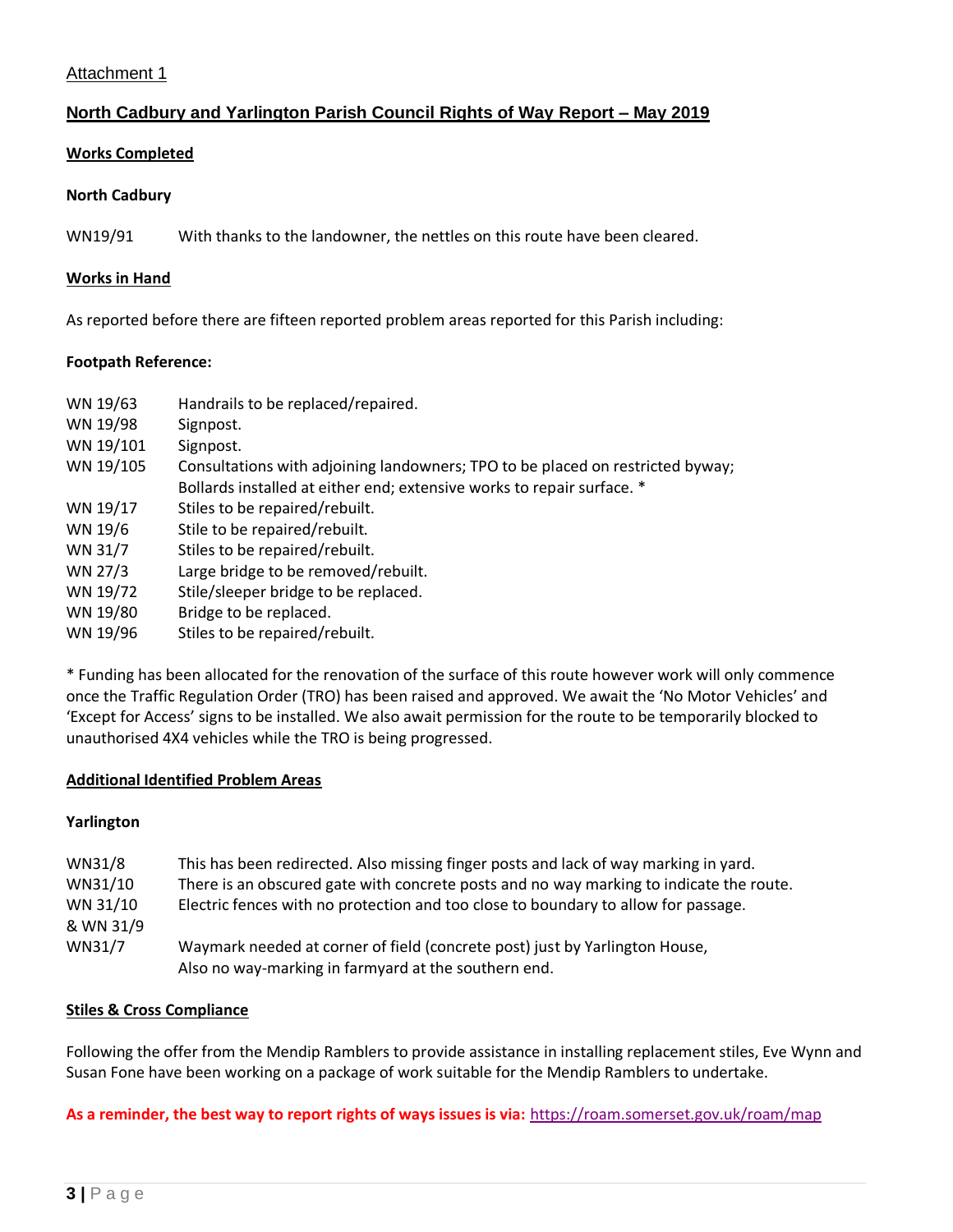Attachment 1

## North Cadbury and Yarlington Parish Council Rights of Way Report – May 2019

### Works Completed

**North Cadbury**

| | |
|---|---|
| WN19/91 | With thanks to the landowner, the nettles on this route have been cleared. |

### Works in Hand

As reported before there are fifteen reported problem areas reported for this Parish including:

**Footpath Reference:**

| | |
|---|---|
| WN 19/63 | Handrails to be replaced/repaired. |
| WN 19/98 | Signpost. |
| WN 19/101 | Signpost. |
| WN 19/105 | Consultations with adjoining landowners; TPO to be placed on restricted byway; Bollards installed at either end; extensive works to repair surface. * |
| WN 19/17 | Stiles to be repaired/rebuilt. |
| WN 19/6 | Stile to be repaired/rebuilt. |
| WN 31/7 | Stiles to be repaired/rebuilt. |
| WN 27/3 | Large bridge to be removed/rebuilt. |
| WN 19/72 | Stile/sleeper bridge to be replaced. |
| WN 19/80 | Bridge to be replaced. |
| WN 19/96 | Stiles to be repaired/rebuilt. |

* Funding has been allocated for the renovation of the surface of this route however work will only commence once the Traffic Regulation Order (TRO) has been raised and approved. We await the 'No Motor Vehicles' and 'Except for Access' signs to be installed. We also await permission for the route to be temporarily blocked to unauthorised 4X4 vehicles while the TRO is being progressed.

### Additional Identified Problem Areas

**Yarlington**

| | |
|---|---|
| WN31/8 | This has been redirected. Also missing finger posts and lack of way marking in yard. |
| WN31/10 | There is an obscured gate with concrete posts and no way marking to indicate the route. |
| WN 31/10 & WN 31/9 | Electric fences with no protection and too close to boundary to allow for passage. |
| WN31/7 | Waymark needed at corner of field (concrete post) just by Yarlington House, Also no way-marking in farmyard at the southern end. |

### Stiles & Cross Compliance

Following the offer from the Mendip Ramblers to provide assistance in installing replacement stiles, Eve Wynn and Susan Fone have been working on a package of work suitable for the Mendip Ramblers to undertake.

**As a reminder, the best way to report rights of ways issues is via:** https://roam.somerset.gov.uk/roam/map